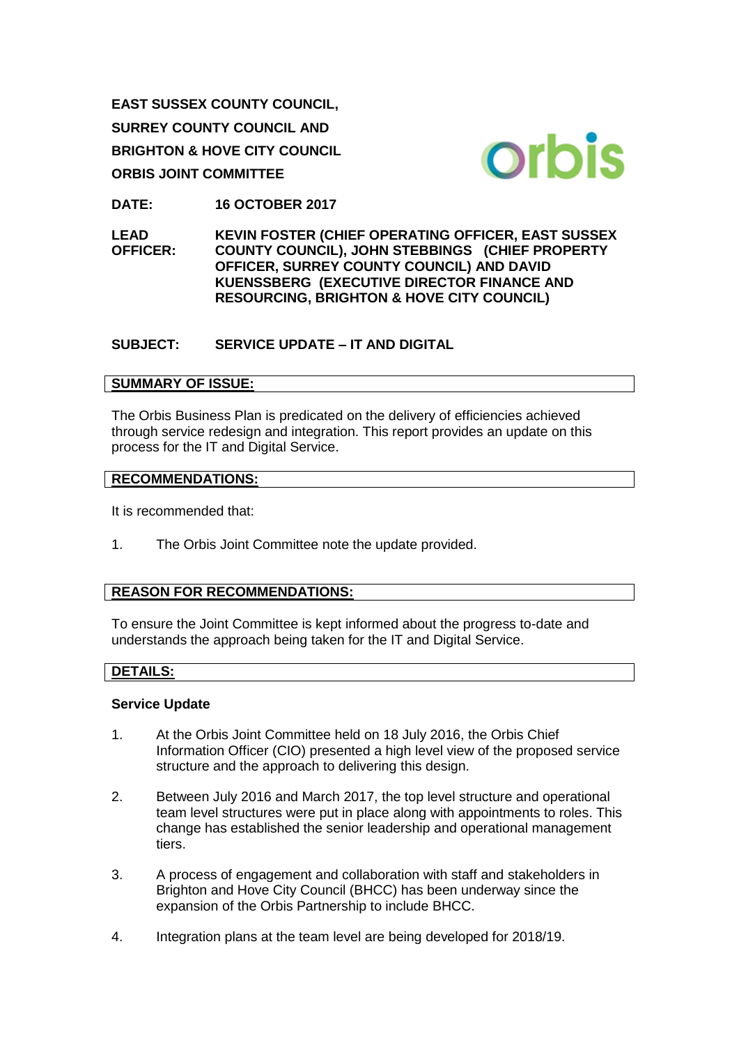**EAST SUSSEX COUNTY COUNCIL,**

**SURREY COUNTY COUNCIL AND**

**BRIGHTON & HOVE CITY COUNCIL**

**ORBIS JOINT COMMITTEE**

**DATE:** **16 OCTOBER 2017**

**LEAD OFFICER:** **KEVIN FOSTER (CHIEF OPERATING OFFICER, EAST SUSSEX COUNTY COUNCIL), JOHN STEBBINGS (CHIEF PROPERTY OFFICER, SURREY COUNTY COUNCIL) AND DAVID KUENSSBERG (EXECUTIVE DIRECTOR FINANCE AND RESOURCING, BRIGHTON & HOVE CITY COUNCIL)**

**SUBJECT:** **SERVICE UPDATE – IT AND DIGITAL**

## SUMMARY OF ISSUE:

The Orbis Business Plan is predicated on the delivery of efficiencies achieved through service redesign and integration. This report provides an update on this process for the IT and Digital Service.

## RECOMMENDATIONS:

It is recommended that:

1. The Orbis Joint Committee note the update provided.

## REASON FOR RECOMMENDATIONS:

To ensure the Joint Committee is kept informed about the progress to-date and understands the approach being taken for the IT and Digital Service.

## DETAILS:

### Service Update

1. At the Orbis Joint Committee held on 18 July 2016, the Orbis Chief Information Officer (CIO) presented a high level view of the proposed service structure and the approach to delivering this design.

2. Between July 2016 and March 2017, the top level structure and operational team level structures were put in place along with appointments to roles. This change has established the senior leadership and operational management tiers.

3. A process of engagement and collaboration with staff and stakeholders in Brighton and Hove City Council (BHCC) has been underway since the expansion of the Orbis Partnership to include BHCC.

4. Integration plans at the team level are being developed for 2018/19.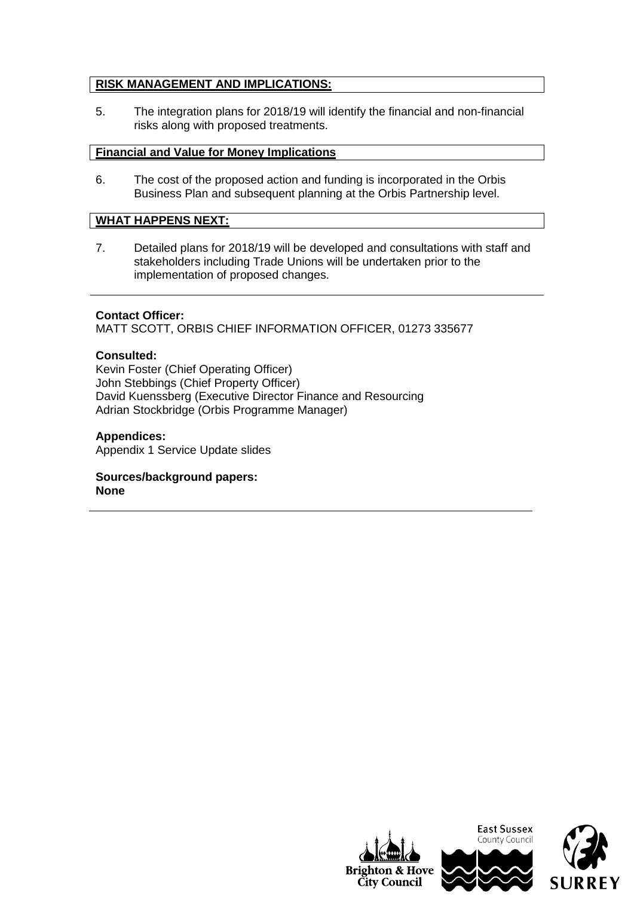## **RISK MANAGEMENT AND IMPLICATIONS:**

5. The integration plans for 2018/19 will identify the financial and non-financial risks along with proposed treatments.

## **Financial and Value for Money Implications**

6. The cost of the proposed action and funding is incorporated in the Orbis Business Plan and subsequent planning at the Orbis Partnership level.

## **WHAT HAPPENS NEXT:**

7. Detailed plans for 2018/19 will be developed and consultations with staff and stakeholders including Trade Unions will be undertaken prior to the implementation of proposed changes.

---

**Contact Officer:**
MATT SCOTT, ORBIS CHIEF INFORMATION OFFICER, 01273 335677

**Consulted:**
Kevin Foster (Chief Operating Officer)
John Stebbings (Chief Property Officer)
David Kuenssberg (Executive Director Finance and Resourcing
Adrian Stockbridge (Orbis Programme Manager)

**Appendices:**
Appendix 1 Service Update slides

**Sources/background papers:**
**None**

---